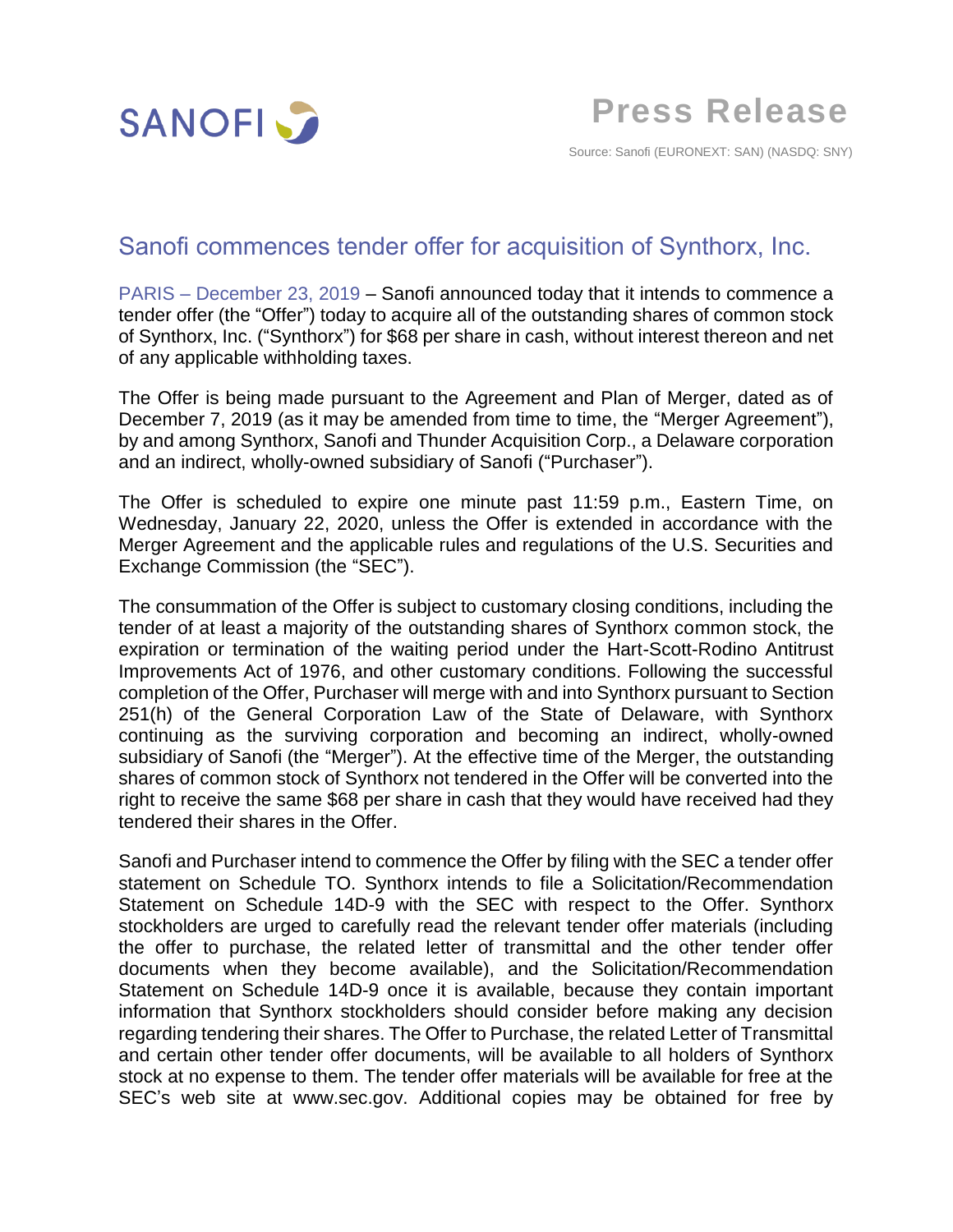SANOFI

# Press Release

Source: Sanofi (EURONEXT: SAN) (NASDQ: SNY)

## Sanofi commences tender offer for acquisition of Synthorx, Inc.

PARIS – December 23, 2019 – Sanofi announced today that it intends to commence a tender offer (the "Offer") today to acquire all of the outstanding shares of common stock of Synthorx, Inc. ("Synthorx") for $68 per share in cash, without interest thereon and net of any applicable withholding taxes.

The Offer is being made pursuant to the Agreement and Plan of Merger, dated as of December 7, 2019 (as it may be amended from time to time, the "Merger Agreement"), by and among Synthorx, Sanofi and Thunder Acquisition Corp., a Delaware corporation and an indirect, wholly-owned subsidiary of Sanofi ("Purchaser").

The Offer is scheduled to expire one minute past 11:59 p.m., Eastern Time, on Wednesday, January 22, 2020, unless the Offer is extended in accordance with the Merger Agreement and the applicable rules and regulations of the U.S. Securities and Exchange Commission (the "SEC").

The consummation of the Offer is subject to customary closing conditions, including the tender of at least a majority of the outstanding shares of Synthorx common stock, the expiration or termination of the waiting period under the Hart-Scott-Rodino Antitrust Improvements Act of 1976, and other customary conditions. Following the successful completion of the Offer, Purchaser will merge with and into Synthorx pursuant to Section 251(h) of the General Corporation Law of the State of Delaware, with Synthorx continuing as the surviving corporation and becoming an indirect, wholly-owned subsidiary of Sanofi (the "Merger"). At the effective time of the Merger, the outstanding shares of common stock of Synthorx not tendered in the Offer will be converted into the right to receive the same $68 per share in cash that they would have received had they tendered their shares in the Offer.

Sanofi and Purchaser intend to commence the Offer by filing with the SEC a tender offer statement on Schedule TO. Synthorx intends to file a Solicitation/Recommendation Statement on Schedule 14D-9 with the SEC with respect to the Offer. Synthorx stockholders are urged to carefully read the relevant tender offer materials (including the offer to purchase, the related letter of transmittal and the other tender offer documents when they become available), and the Solicitation/Recommendation Statement on Schedule 14D-9 once it is available, because they contain important information that Synthorx stockholders should consider before making any decision regarding tendering their shares. The Offer to Purchase, the related Letter of Transmittal and certain other tender offer documents, will be available to all holders of Synthorx stock at no expense to them. The tender offer materials will be available for free at the SEC's web site at www.sec.gov. Additional copies may be obtained for free by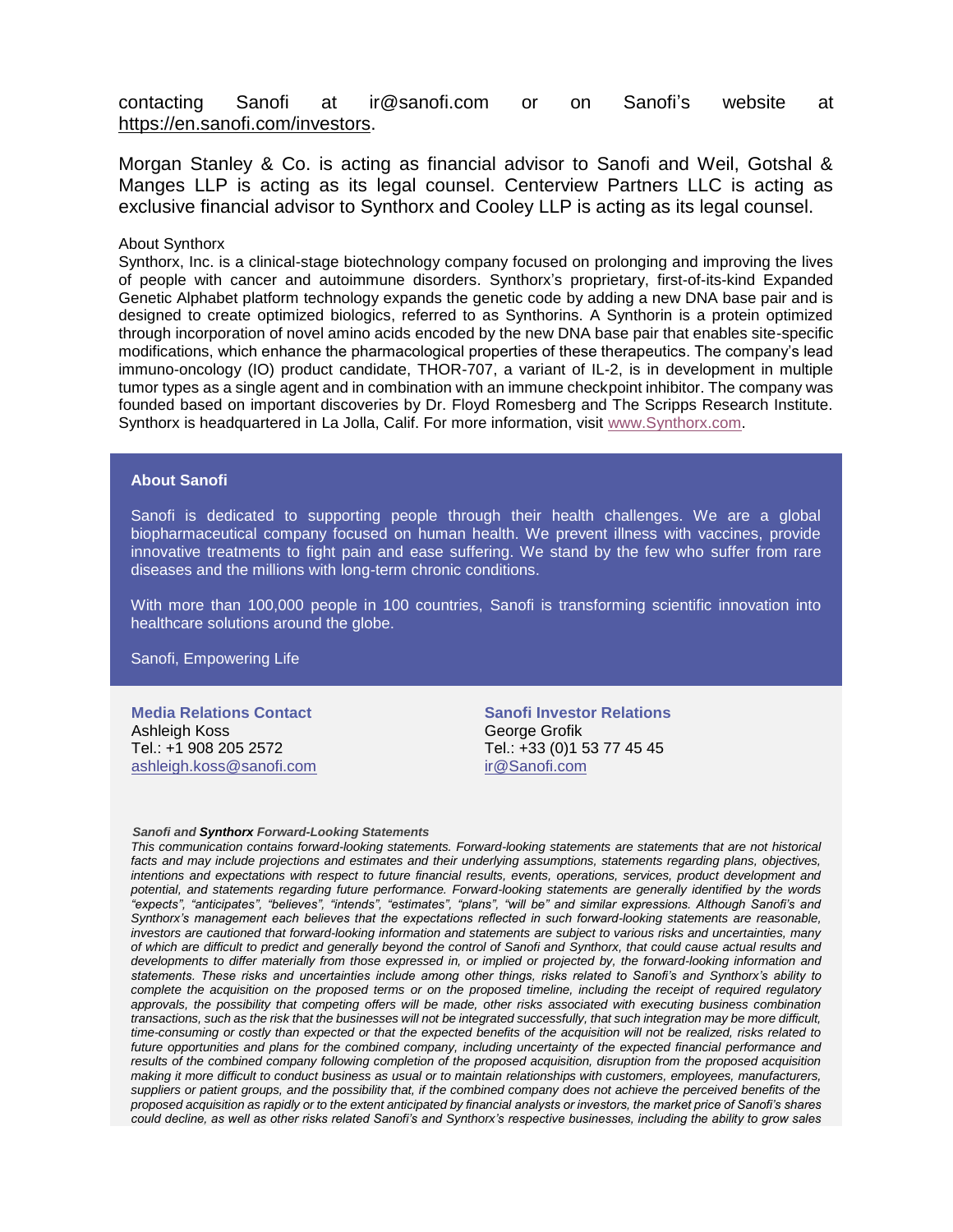contacting Sanofi at ir@sanofi.com or on Sanofi's website at https://en.sanofi.com/investors.

Morgan Stanley & Co. is acting as financial advisor to Sanofi and Weil, Gotshal & Manges LLP is acting as its legal counsel. Centerview Partners LLC is acting as exclusive financial advisor to Synthorx and Cooley LLP is acting as its legal counsel.

About Synthorx

Synthorx, Inc. is a clinical-stage biotechnology company focused on prolonging and improving the lives of people with cancer and autoimmune disorders. Synthorx's proprietary, first-of-its-kind Expanded Genetic Alphabet platform technology expands the genetic code by adding a new DNA base pair and is designed to create optimized biologics, referred to as Synthorins. A Synthorin is a protein optimized through incorporation of novel amino acids encoded by the new DNA base pair that enables site-specific modifications, which enhance the pharmacological properties of these therapeutics. The company's lead immuno-oncology (IO) product candidate, THOR-707, a variant of IL-2, is in development in multiple tumor types as a single agent and in combination with an immune checkpoint inhibitor. The company was founded based on important discoveries by Dr. Floyd Romesberg and The Scripps Research Institute. Synthorx is headquartered in La Jolla, Calif. For more information, visit www.Synthorx.com.

**About Sanofi**

Sanofi is dedicated to supporting people through their health challenges. We are a global biopharmaceutical company focused on human health. We prevent illness with vaccines, provide innovative treatments to fight pain and ease suffering. We stand by the few who suffer from rare diseases and the millions with long-term chronic conditions.

With more than 100,000 people in 100 countries, Sanofi is transforming scientific innovation into healthcare solutions around the globe.

Sanofi, Empowering Life

**Media Relations Contact**
Ashleigh Koss
Tel.: +1 908 205 2572
ashleigh.koss@sanofi.com

**Sanofi Investor Relations**
George Grofik
Tel.: +33 (0)1 53 77 45 45
ir@Sanofi.com

***Sanofi and Synthorx Forward-Looking Statements***

*This communication contains forward-looking statements. Forward-looking statements are statements that are not historical facts and may include projections and estimates and their underlying assumptions, statements regarding plans, objectives, intentions and expectations with respect to future financial results, events, operations, services, product development and potential, and statements regarding future performance. Forward-looking statements are generally identified by the words "expects", "anticipates", "believes", "intends", "estimates", "plans", "will be" and similar expressions. Although Sanofi's and Synthorx's management each believes that the expectations reflected in such forward-looking statements are reasonable, investors are cautioned that forward-looking information and statements are subject to various risks and uncertainties, many of which are difficult to predict and generally beyond the control of Sanofi and Synthorx, that could cause actual results and developments to differ materially from those expressed in, or implied or projected by, the forward-looking information and statements. These risks and uncertainties include among other things, risks related to Sanofi's and Synthorx's ability to complete the acquisition on the proposed terms or on the proposed timeline, including the receipt of required regulatory approvals, the possibility that competing offers will be made, other risks associated with executing business combination transactions, such as the risk that the businesses will not be integrated successfully, that such integration may be more difficult, time-consuming or costly than expected or that the expected benefits of the acquisition will not be realized, risks related to future opportunities and plans for the combined company, including uncertainty of the expected financial performance and results of the combined company following completion of the proposed acquisition, disruption from the proposed acquisition making it more difficult to conduct business as usual or to maintain relationships with customers, employees, manufacturers, suppliers or patient groups, and the possibility that, if the combined company does not achieve the perceived benefits of the proposed acquisition as rapidly or to the extent anticipated by financial analysts or investors, the market price of Sanofi's shares could decline, as well as other risks related Sanofi's and Synthorx's respective businesses, including the ability to grow sales*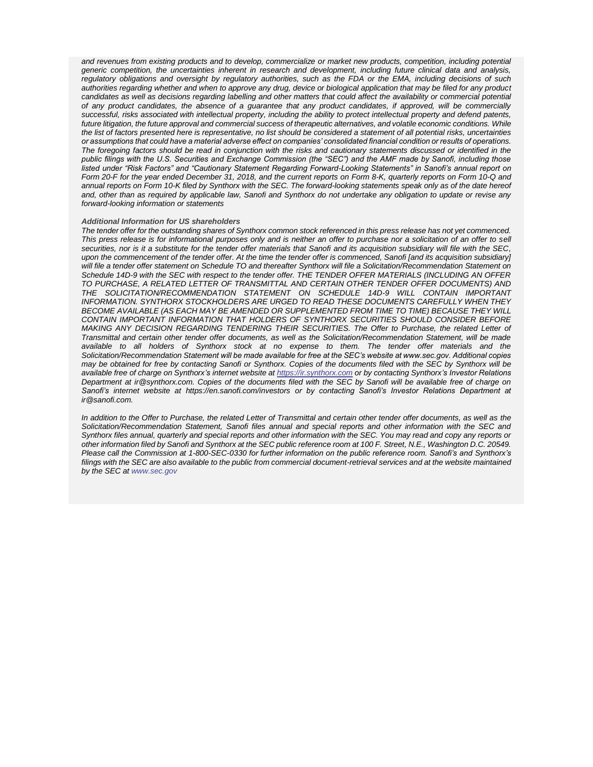*and revenues from existing products and to develop, commercialize or market new products, competition, including potential generic competition, the uncertainties inherent in research and development, including future clinical data and analysis, regulatory obligations and oversight by regulatory authorities, such as the FDA or the EMA, including decisions of such authorities regarding whether and when to approve any drug, device or biological application that may be filed for any product candidates as well as decisions regarding labelling and other matters that could affect the availability or commercial potential of any product candidates, the absence of a guarantee that any product candidates, if approved, will be commercially successful, risks associated with intellectual property, including the ability to protect intellectual property and defend patents, future litigation, the future approval and commercial success of therapeutic alternatives, and volatile economic conditions. While the list of factors presented here is representative, no list should be considered a statement of all potential risks, uncertainties or assumptions that could have a material adverse effect on companies' consolidated financial condition or results of operations. The foregoing factors should be read in conjunction with the risks and cautionary statements discussed or identified in the public filings with the U.S. Securities and Exchange Commission (the "SEC") and the AMF made by Sanofi, including those listed under "Risk Factors" and "Cautionary Statement Regarding Forward-Looking Statements" in Sanofi's annual report on Form 20-F for the year ended December 31, 2018, and the current reports on Form 8-K, quarterly reports on Form 10-Q and annual reports on Form 10-K filed by Synthorx with the SEC. The forward-looking statements speak only as of the date hereof and, other than as required by applicable law, Sanofi and Synthorx do not undertake any obligation to update or revise any forward-looking information or statements*

***Additional Information for US shareholders***

*The tender offer for the outstanding shares of Synthorx common stock referenced in this press release has not yet commenced. This press release is for informational purposes only and is neither an offer to purchase nor a solicitation of an offer to sell securities, nor is it a substitute for the tender offer materials that Sanofi and its acquisition subsidiary will file with the SEC, upon the commencement of the tender offer. At the time the tender offer is commenced, Sanofi [and its acquisition subsidiary] will file a tender offer statement on Schedule TO and thereafter Synthorx will file a Solicitation/Recommendation Statement on Schedule 14D-9 with the SEC with respect to the tender offer. THE TENDER OFFER MATERIALS (INCLUDING AN OFFER TO PURCHASE, A RELATED LETTER OF TRANSMITTAL AND CERTAIN OTHER TENDER OFFER DOCUMENTS) AND THE SOLICITATION/RECOMMENDATION STATEMENT ON SCHEDULE 14D-9 WILL CONTAIN IMPORTANT INFORMATION. SYNTHORX STOCKHOLDERS ARE URGED TO READ THESE DOCUMENTS CAREFULLY WHEN THEY BECOME AVAILABLE (AS EACH MAY BE AMENDED OR SUPPLEMENTED FROM TIME TO TIME) BECAUSE THEY WILL CONTAIN IMPORTANT INFORMATION THAT HOLDERS OF SYNTHORX SECURITIES SHOULD CONSIDER BEFORE MAKING ANY DECISION REGARDING TENDERING THEIR SECURITIES. The Offer to Purchase, the related Letter of Transmittal and certain other tender offer documents, as well as the Solicitation/Recommendation Statement, will be made available to all holders of Synthorx stock at no expense to them. The tender offer materials and the Solicitation/Recommendation Statement will be made available for free at the SEC's website at www.sec.gov. Additional copies may be obtained for free by contacting Sanofi or Synthorx. Copies of the documents filed with the SEC by Synthorx will be available free of charge on Synthorx's internet website at https://ir.synthorx.com or by contacting Synthorx's Investor Relations Department at ir@synthorx.com. Copies of the documents filed with the SEC by Sanofi will be available free of charge on Sanofi's internet website at https://en.sanofi.com/investors or by contacting Sanofi's Investor Relations Department at ir@sanofi.com.*

*In addition to the Offer to Purchase, the related Letter of Transmittal and certain other tender offer documents, as well as the Solicitation/Recommendation Statement, Sanofi files annual and special reports and other information with the SEC and Synthorx files annual, quarterly and special reports and other information with the SEC. You may read and copy any reports or other information filed by Sanofi and Synthorx at the SEC public reference room at 100 F. Street, N.E., Washington D.C. 20549. Please call the Commission at 1-800-SEC-0330 for further information on the public reference room. Sanofi's and Synthorx's filings with the SEC are also available to the public from commercial document-retrieval services and at the website maintained by the SEC at www.sec.gov*